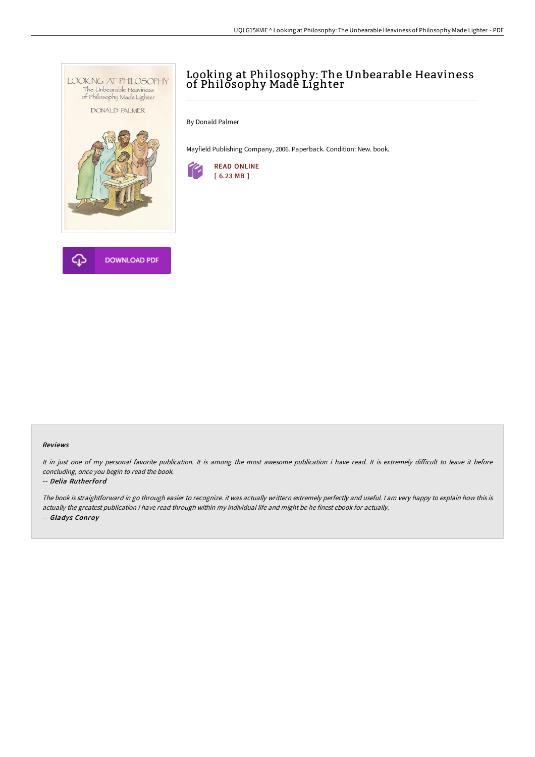# Looking at Philosophy: The Unbearable Heaviness of Philosophy Made Lighter

By Donald Palmer

Mayfield Publishing Company, 2006. Paperback. Condition: New. book.

READ ONLINE
[ 6.23 MB ]

DOWNLOAD PDF

### Reviews

*It in just one of my personal favorite publication. It is among the most awesome publication i have read. It is extremely difficult to leave it before concluding, once you begin to read the book.*

-- ***Delia Rutherford***

*The book is straightforward in go through easier to recognize. it was actually writtern extremely perfectly and useful. I am very happy to explain how this is actually the greatest publication i have read through within my individual life and might be he finest ebook for actually.*

-- ***Gladys Conroy***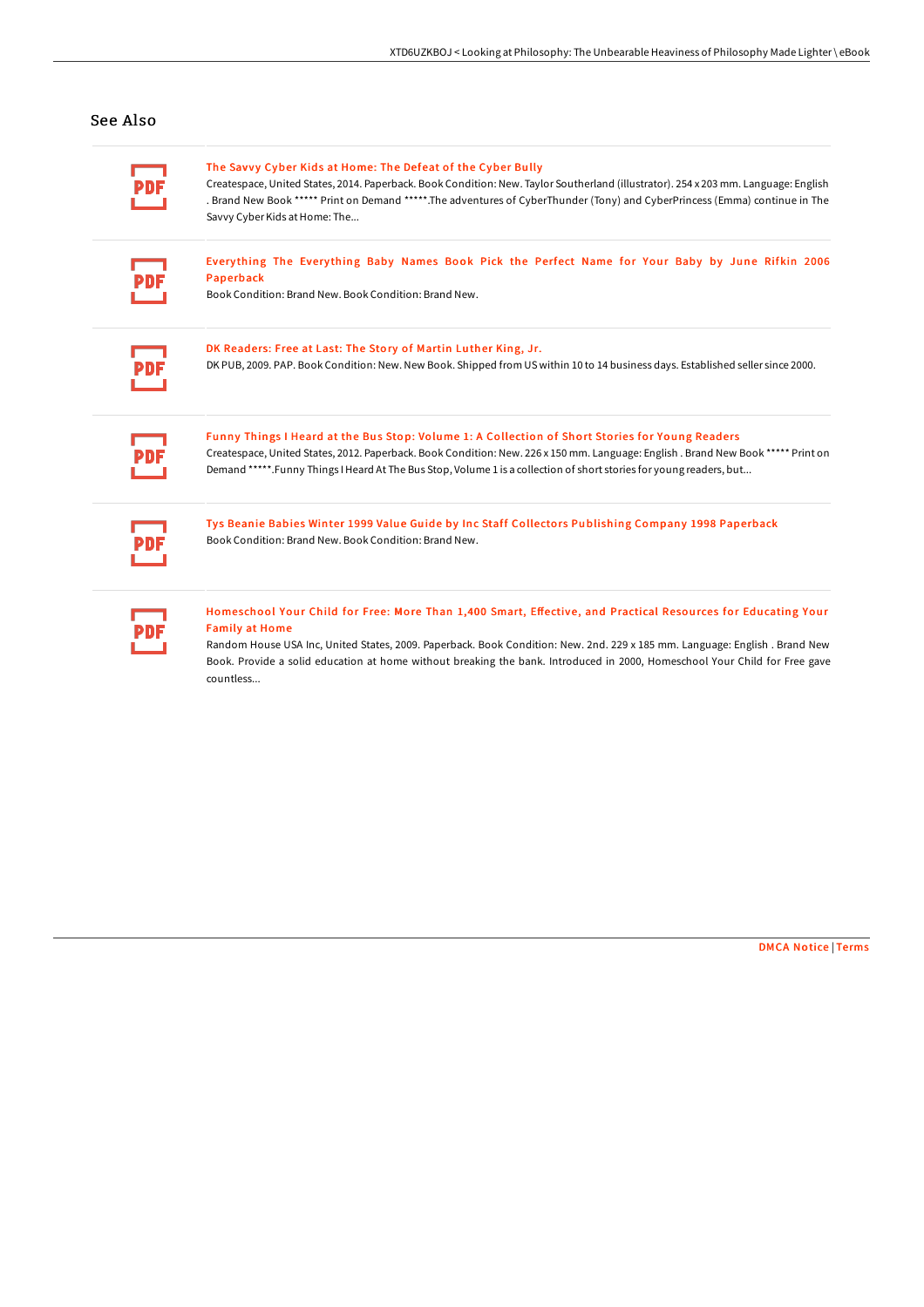## See Also

**The Savvy Cyber Kids at Home: The Defeat of the Cyber Bully**

Createspace, United States, 2014. Paperback. Book Condition: New. Taylor Southerland (illustrator). 254 x 203 mm. Language: English . Brand New Book ***** Print on Demand *****.The adventures of CyberThunder (Tony) and CyberPrincess (Emma) continue in The Savvy Cyber Kids at Home: The...

**Everything The Everything Baby Names Book Pick the Perfect Name for Your Baby by June Rifkin 2006 Paperback**

Book Condition: Brand New. Book Condition: Brand New.

**DK Readers: Free at Last: The Story of Martin Luther King, Jr.**

DK PUB, 2009. PAP. Book Condition: New. New Book. Shipped from US within 10 to 14 business days. Established seller since 2000.

**Funny Things I Heard at the Bus Stop: Volume 1: A Collection of Short Stories for Young Readers**

Createspace, United States, 2012. Paperback. Book Condition: New. 226 x 150 mm. Language: English . Brand New Book ***** Print on Demand *****.Funny Things I Heard At The Bus Stop, Volume 1 is a collection of short stories for young readers, but...

**Tys Beanie Babies Winter 1999 Value Guide by Inc Staff Collectors Publishing Company 1998 Paperback**

Book Condition: Brand New. Book Condition: Brand New.

**Homeschool Your Child for Free: More Than 1,400 Smart, Effective, and Practical Resources for Educating Your Family at Home**

Random House USA Inc, United States, 2009. Paperback. Book Condition: New. 2nd. 229 x 185 mm. Language: English . Brand New Book. Provide a solid education at home without breaking the bank. Introduced in 2000, Homeschool Your Child for Free gave countless...